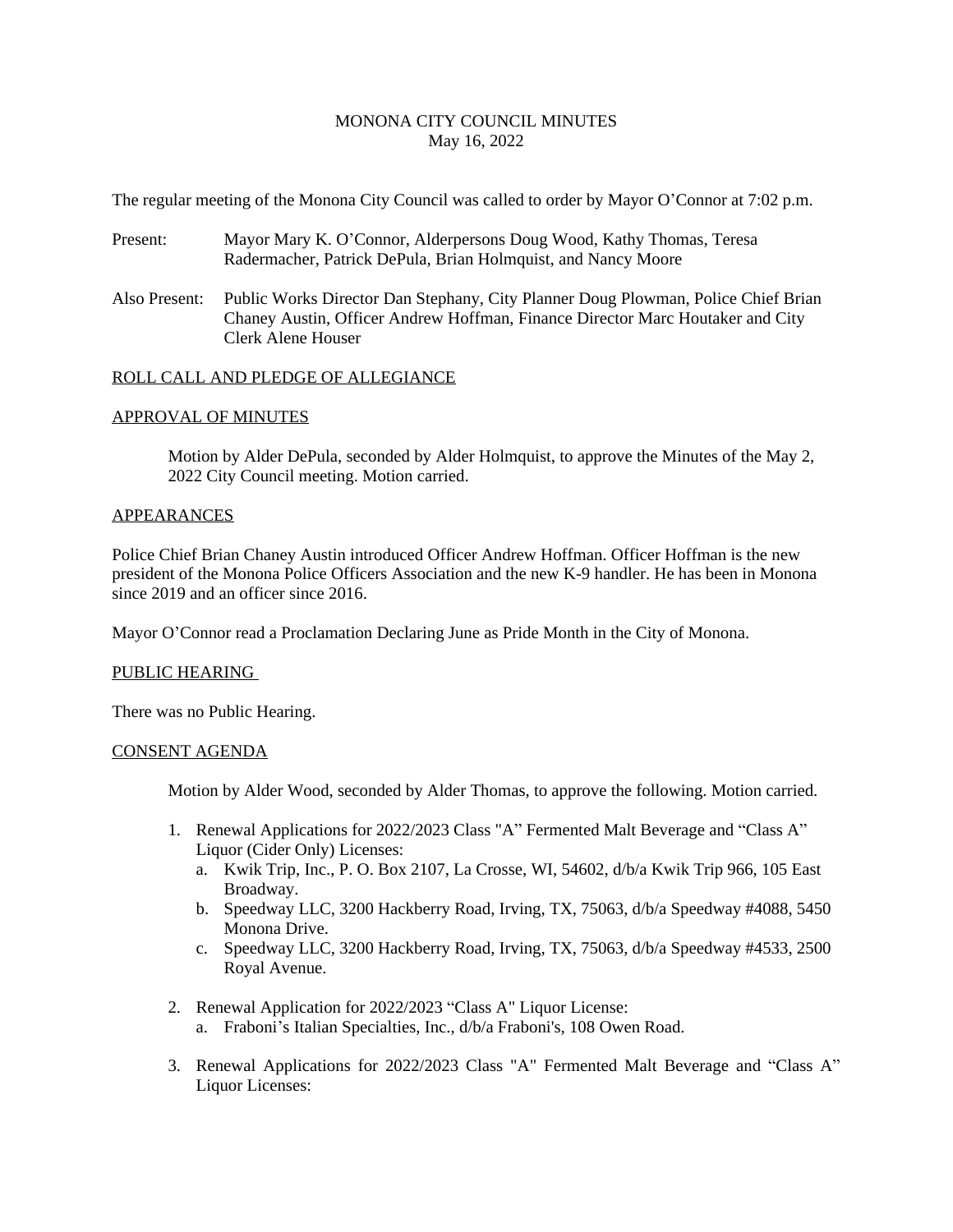# MONONA CITY COUNCIL MINUTES
May 16, 2022

The regular meeting of the Monona City Council was called to order by Mayor O'Connor at 7:02 p.m.

Present: Mayor Mary K. O'Connor, Alderpersons Doug Wood, Kathy Thomas, Teresa Radermacher, Patrick DePula, Brian Holmquist, and Nancy Moore

Also Present: Public Works Director Dan Stephany, City Planner Doug Plowman, Police Chief Brian Chaney Austin, Officer Andrew Hoffman, Finance Director Marc Houtaker and City Clerk Alene Houser

## ROLL CALL AND PLEDGE OF ALLEGIANCE

## APPROVAL OF MINUTES

Motion by Alder DePula, seconded by Alder Holmquist, to approve the Minutes of the May 2, 2022 City Council meeting. Motion carried.

## APPEARANCES

Police Chief Brian Chaney Austin introduced Officer Andrew Hoffman. Officer Hoffman is the new president of the Monona Police Officers Association and the new K-9 handler. He has been in Monona since 2019 and an officer since 2016.

Mayor O'Connor read a Proclamation Declaring June as Pride Month in the City of Monona.

## PUBLIC HEARING

There was no Public Hearing.

## CONSENT AGENDA

Motion by Alder Wood, seconded by Alder Thomas, to approve the following. Motion carried.

1. Renewal Applications for 2022/2023 Class "A" Fermented Malt Beverage and "Class A" Liquor (Cider Only) Licenses:
   a. Kwik Trip, Inc., P. O. Box 2107, La Crosse, WI, 54602, d/b/a Kwik Trip 966, 105 East Broadway.
   b. Speedway LLC, 3200 Hackberry Road, Irving, TX, 75063, d/b/a Speedway #4088, 5450 Monona Drive.
   c. Speedway LLC, 3200 Hackberry Road, Irving, TX, 75063, d/b/a Speedway #4533, 2500 Royal Avenue.

2. Renewal Application for 2022/2023 "Class A" Liquor License:
   a. Fraboni's Italian Specialties, Inc., d/b/a Fraboni's, 108 Owen Road.

3. Renewal Applications for 2022/2023 Class "A" Fermented Malt Beverage and "Class A" Liquor Licenses: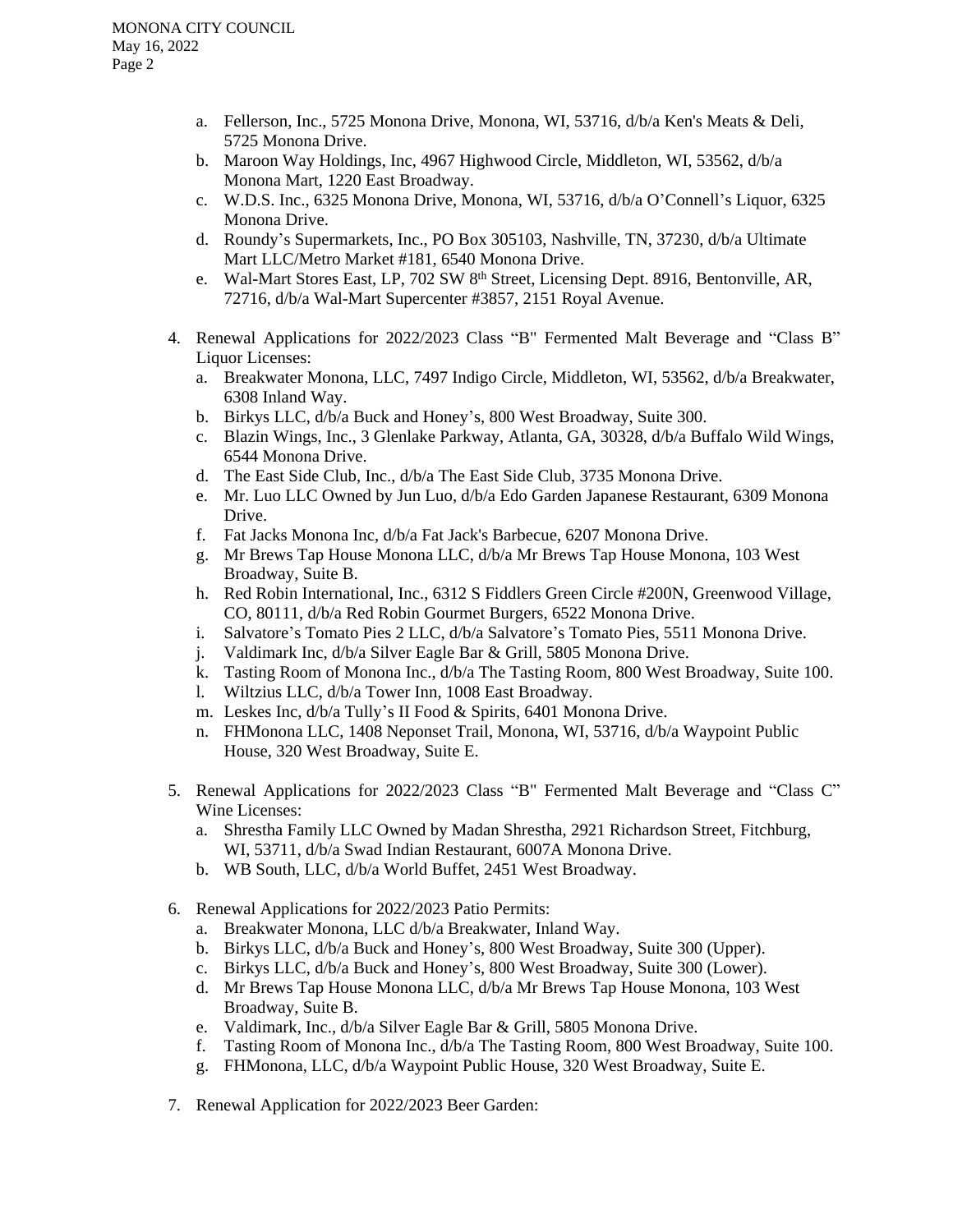a. Fellerson, Inc., 5725 Monona Drive, Monona, WI, 53716, d/b/a Ken's Meats & Deli, 5725 Monona Drive.
b. Maroon Way Holdings, Inc, 4967 Highwood Circle, Middleton, WI, 53562, d/b/a Monona Mart, 1220 East Broadway.
c. W.D.S. Inc., 6325 Monona Drive, Monona, WI, 53716, d/b/a O'Connell's Liquor, 6325 Monona Drive.
d. Roundy's Supermarkets, Inc., PO Box 305103, Nashville, TN, 37230, d/b/a Ultimate Mart LLC/Metro Market #181, 6540 Monona Drive.
e. Wal-Mart Stores East, LP, 702 SW 8th Street, Licensing Dept. 8916, Bentonville, AR, 72716, d/b/a Wal-Mart Supercenter #3857, 2151 Royal Avenue.

4. Renewal Applications for 2022/2023 Class "B" Fermented Malt Beverage and "Class B" Liquor Licenses:
   a. Breakwater Monona, LLC, 7497 Indigo Circle, Middleton, WI, 53562, d/b/a Breakwater, 6308 Inland Way.
   b. Birkys LLC, d/b/a Buck and Honey's, 800 West Broadway, Suite 300.
   c. Blazin Wings, Inc., 3 Glenlake Parkway, Atlanta, GA, 30328, d/b/a Buffalo Wild Wings, 6544 Monona Drive.
   d. The East Side Club, Inc., d/b/a The East Side Club, 3735 Monona Drive.
   e. Mr. Luo LLC Owned by Jun Luo, d/b/a Edo Garden Japanese Restaurant, 6309 Monona Drive.
   f. Fat Jacks Monona Inc, d/b/a Fat Jack's Barbecue, 6207 Monona Drive.
   g. Mr Brews Tap House Monona LLC, d/b/a Mr Brews Tap House Monona, 103 West Broadway, Suite B.
   h. Red Robin International, Inc., 6312 S Fiddlers Green Circle #200N, Greenwood Village, CO, 80111, d/b/a Red Robin Gourmet Burgers, 6522 Monona Drive.
   i. Salvatore's Tomato Pies 2 LLC, d/b/a Salvatore's Tomato Pies, 5511 Monona Drive.
   j. Valdimark Inc, d/b/a Silver Eagle Bar & Grill, 5805 Monona Drive.
   k. Tasting Room of Monona Inc., d/b/a The Tasting Room, 800 West Broadway, Suite 100.
   l. Wiltzius LLC, d/b/a Tower Inn, 1008 East Broadway.
   m. Leskes Inc, d/b/a Tully's II Food & Spirits, 6401 Monona Drive.
   n. FHMonona LLC, 1408 Neponset Trail, Monona, WI, 53716, d/b/a Waypoint Public House, 320 West Broadway, Suite E.

5. Renewal Applications for 2022/2023 Class "B" Fermented Malt Beverage and "Class C" Wine Licenses:
   a. Shrestha Family LLC Owned by Madan Shrestha, 2921 Richardson Street, Fitchburg, WI, 53711, d/b/a Swad Indian Restaurant, 6007A Monona Drive.
   b. WB South, LLC, d/b/a World Buffet, 2451 West Broadway.

6. Renewal Applications for 2022/2023 Patio Permits:
   a. Breakwater Monona, LLC d/b/a Breakwater, Inland Way.
   b. Birkys LLC, d/b/a Buck and Honey's, 800 West Broadway, Suite 300 (Upper).
   c. Birkys LLC, d/b/a Buck and Honey's, 800 West Broadway, Suite 300 (Lower).
   d. Mr Brews Tap House Monona LLC, d/b/a Mr Brews Tap House Monona, 103 West Broadway, Suite B.
   e. Valdimark, Inc., d/b/a Silver Eagle Bar & Grill, 5805 Monona Drive.
   f. Tasting Room of Monona Inc., d/b/a The Tasting Room, 800 West Broadway, Suite 100.
   g. FHMonona, LLC, d/b/a Waypoint Public House, 320 West Broadway, Suite E.

7. Renewal Application for 2022/2023 Beer Garden: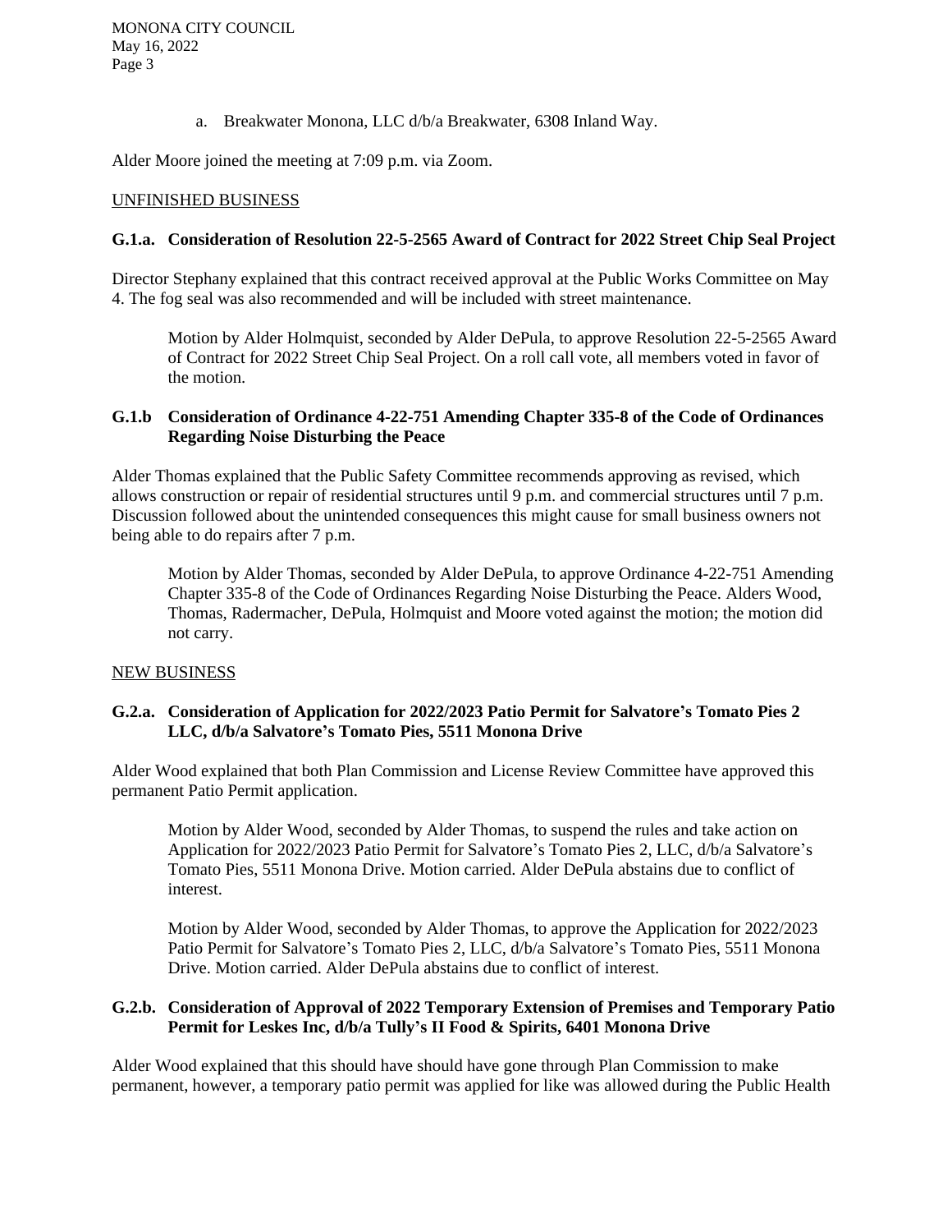a. Breakwater Monona, LLC d/b/a Breakwater, 6308 Inland Way.

Alder Moore joined the meeting at 7:09 p.m. via Zoom.

UNFINISHED BUSINESS

**G.1.a. Consideration of Resolution 22-5-2565 Award of Contract for 2022 Street Chip Seal Project**

Director Stephany explained that this contract received approval at the Public Works Committee on May 4. The fog seal was also recommended and will be included with street maintenance.

> Motion by Alder Holmquist, seconded by Alder DePula, to approve Resolution 22-5-2565 Award of Contract for 2022 Street Chip Seal Project. On a roll call vote, all members voted in favor of the motion.

**G.1.b Consideration of Ordinance 4-22-751 Amending Chapter 335-8 of the Code of Ordinances Regarding Noise Disturbing the Peace**

Alder Thomas explained that the Public Safety Committee recommends approving as revised, which allows construction or repair of residential structures until 9 p.m. and commercial structures until 7 p.m. Discussion followed about the unintended consequences this might cause for small business owners not being able to do repairs after 7 p.m.

> Motion by Alder Thomas, seconded by Alder DePula, to approve Ordinance 4-22-751 Amending Chapter 335-8 of the Code of Ordinances Regarding Noise Disturbing the Peace. Alders Wood, Thomas, Radermacher, DePula, Holmquist and Moore voted against the motion; the motion did not carry.

NEW BUSINESS

**G.2.a. Consideration of Application for 2022/2023 Patio Permit for Salvatore's Tomato Pies 2 LLC, d/b/a Salvatore's Tomato Pies, 5511 Monona Drive**

Alder Wood explained that both Plan Commission and License Review Committee have approved this permanent Patio Permit application.

> Motion by Alder Wood, seconded by Alder Thomas, to suspend the rules and take action on Application for 2022/2023 Patio Permit for Salvatore's Tomato Pies 2, LLC, d/b/a Salvatore's Tomato Pies, 5511 Monona Drive. Motion carried. Alder DePula abstains due to conflict of interest.

> Motion by Alder Wood, seconded by Alder Thomas, to approve the Application for 2022/2023 Patio Permit for Salvatore's Tomato Pies 2, LLC, d/b/a Salvatore's Tomato Pies, 5511 Monona Drive. Motion carried. Alder DePula abstains due to conflict of interest.

**G.2.b. Consideration of Approval of 2022 Temporary Extension of Premises and Temporary Patio Permit for Leskes Inc, d/b/a Tully's II Food & Spirits, 6401 Monona Drive**

Alder Wood explained that this should have should have gone through Plan Commission to make permanent, however, a temporary patio permit was applied for like was allowed during the Public Health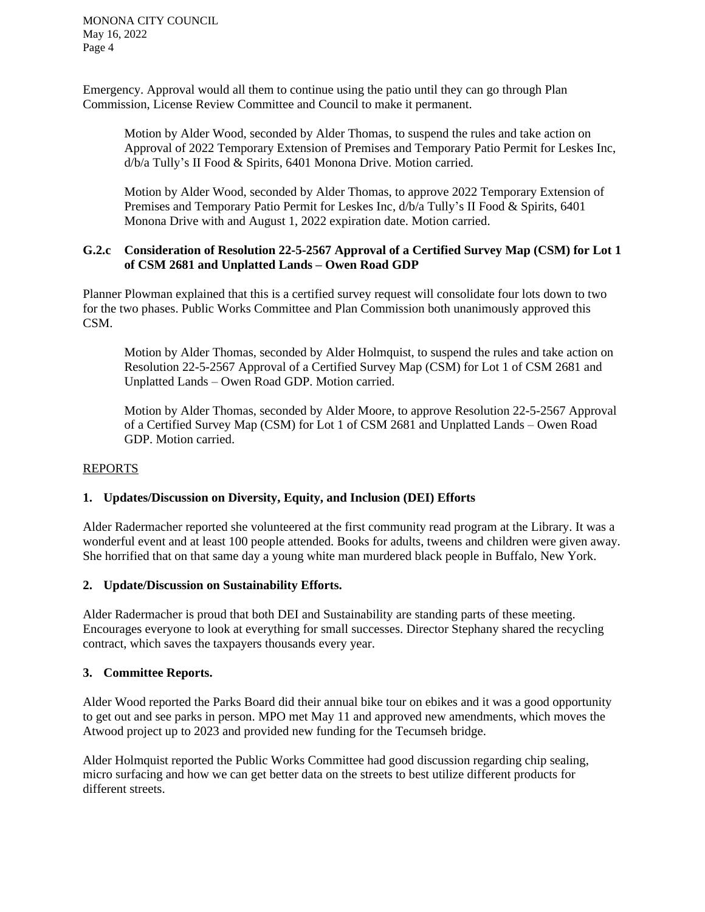Emergency. Approval would all them to continue using the patio until they can go through Plan Commission, License Review Committee and Council to make it permanent.

> Motion by Alder Wood, seconded by Alder Thomas, to suspend the rules and take action on Approval of 2022 Temporary Extension of Premises and Temporary Patio Permit for Leskes Inc, d/b/a Tully's II Food & Spirits, 6401 Monona Drive. Motion carried.
>
> Motion by Alder Wood, seconded by Alder Thomas, to approve 2022 Temporary Extension of Premises and Temporary Patio Permit for Leskes Inc, d/b/a Tully's II Food & Spirits, 6401 Monona Drive with and August 1, 2022 expiration date. Motion carried.

**G.2.c Consideration of Resolution 22-5-2567 Approval of a Certified Survey Map (CSM) for Lot 1 of CSM 2681 and Unplatted Lands – Owen Road GDP**

Planner Plowman explained that this is a certified survey request will consolidate four lots down to two for the two phases. Public Works Committee and Plan Commission both unanimously approved this CSM.

> Motion by Alder Thomas, seconded by Alder Holmquist, to suspend the rules and take action on Resolution 22-5-2567 Approval of a Certified Survey Map (CSM) for Lot 1 of CSM 2681 and Unplatted Lands – Owen Road GDP. Motion carried.
>
> Motion by Alder Thomas, seconded by Alder Moore, to approve Resolution 22-5-2567 Approval of a Certified Survey Map (CSM) for Lot 1 of CSM 2681 and Unplatted Lands – Owen Road GDP. Motion carried.

<u>REPORTS</u>

**1. Updates/Discussion on Diversity, Equity, and Inclusion (DEI) Efforts**

Alder Radermacher reported she volunteered at the first community read program at the Library. It was a wonderful event and at least 100 people attended. Books for adults, tweens and children were given away. She horrified that on that same day a young white man murdered black people in Buffalo, New York.

**2. Update/Discussion on Sustainability Efforts.**

Alder Radermacher is proud that both DEI and Sustainability are standing parts of these meeting. Encourages everyone to look at everything for small successes. Director Stephany shared the recycling contract, which saves the taxpayers thousands every year.

**3. Committee Reports.**

Alder Wood reported the Parks Board did their annual bike tour on ebikes and it was a good opportunity to get out and see parks in person. MPO met May 11 and approved new amendments, which moves the Atwood project up to 2023 and provided new funding for the Tecumseh bridge.

Alder Holmquist reported the Public Works Committee had good discussion regarding chip sealing, micro surfacing and how we can get better data on the streets to best utilize different products for different streets.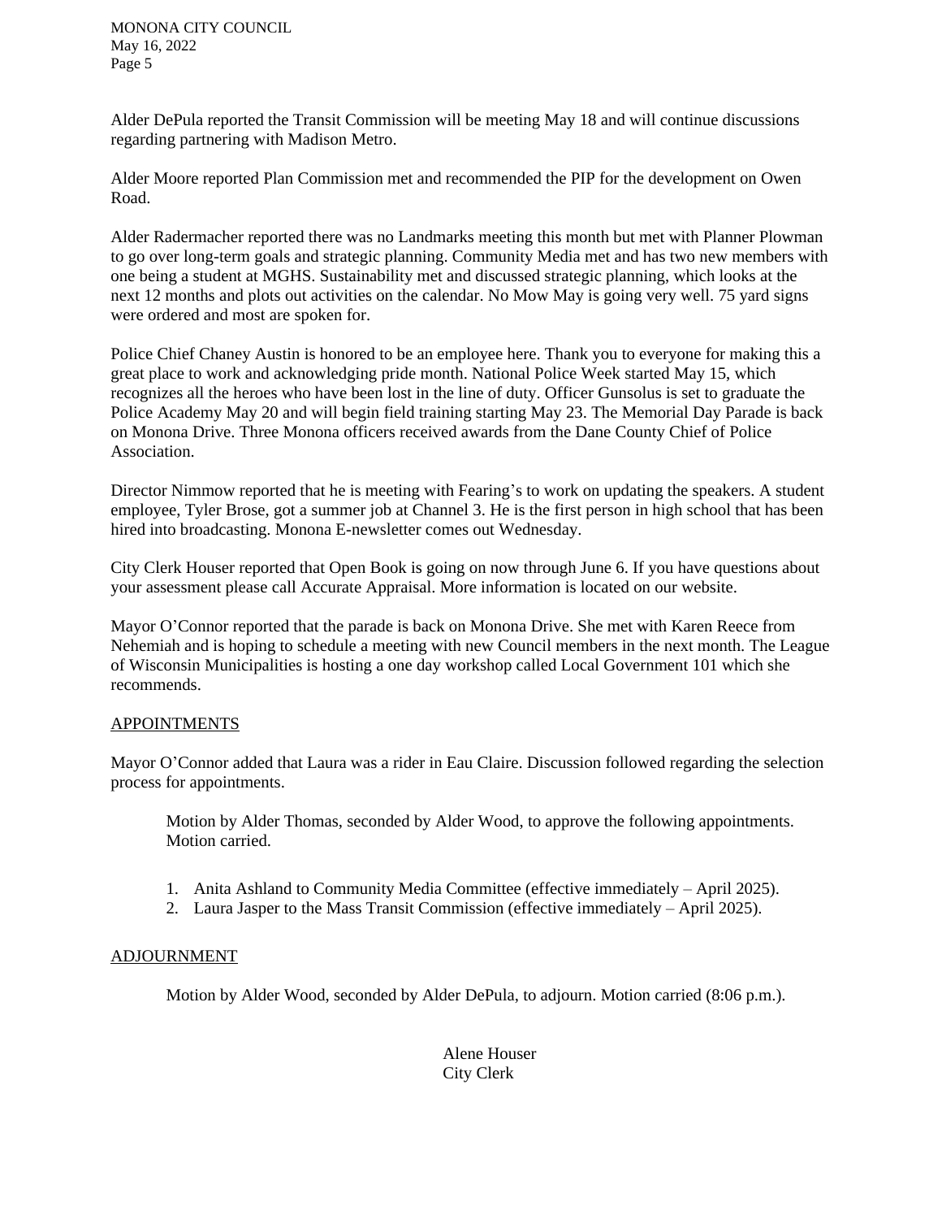Alder DePula reported the Transit Commission will be meeting May 18 and will continue discussions regarding partnering with Madison Metro.

Alder Moore reported Plan Commission met and recommended the PIP for the development on Owen Road.

Alder Radermacher reported there was no Landmarks meeting this month but met with Planner Plowman to go over long-term goals and strategic planning. Community Media met and has two new members with one being a student at MGHS. Sustainability met and discussed strategic planning, which looks at the next 12 months and plots out activities on the calendar. No Mow May is going very well. 75 yard signs were ordered and most are spoken for.

Police Chief Chaney Austin is honored to be an employee here. Thank you to everyone for making this a great place to work and acknowledging pride month. National Police Week started May 15, which recognizes all the heroes who have been lost in the line of duty. Officer Gunsolus is set to graduate the Police Academy May 20 and will begin field training starting May 23. The Memorial Day Parade is back on Monona Drive. Three Monona officers received awards from the Dane County Chief of Police Association.

Director Nimmow reported that he is meeting with Fearing's to work on updating the speakers. A student employee, Tyler Brose, got a summer job at Channel 3. He is the first person in high school that has been hired into broadcasting. Monona E-newsletter comes out Wednesday.

City Clerk Houser reported that Open Book is going on now through June 6. If you have questions about your assessment please call Accurate Appraisal. More information is located on our website.

Mayor O'Connor reported that the parade is back on Monona Drive. She met with Karen Reece from Nehemiah and is hoping to schedule a meeting with new Council members in the next month. The League of Wisconsin Municipalities is hosting a one day workshop called Local Government 101 which she recommends.

## APPOINTMENTS

Mayor O'Connor added that Laura was a rider in Eau Claire. Discussion followed regarding the selection process for appointments.

> Motion by Alder Thomas, seconded by Alder Wood, to approve the following appointments. Motion carried.

1. Anita Ashland to Community Media Committee (effective immediately – April 2025).
2. Laura Jasper to the Mass Transit Commission (effective immediately – April 2025).

## ADJOURNMENT

> Motion by Alder Wood, seconded by Alder DePula, to adjourn. Motion carried (8:06 p.m.).

Alene Houser
City Clerk